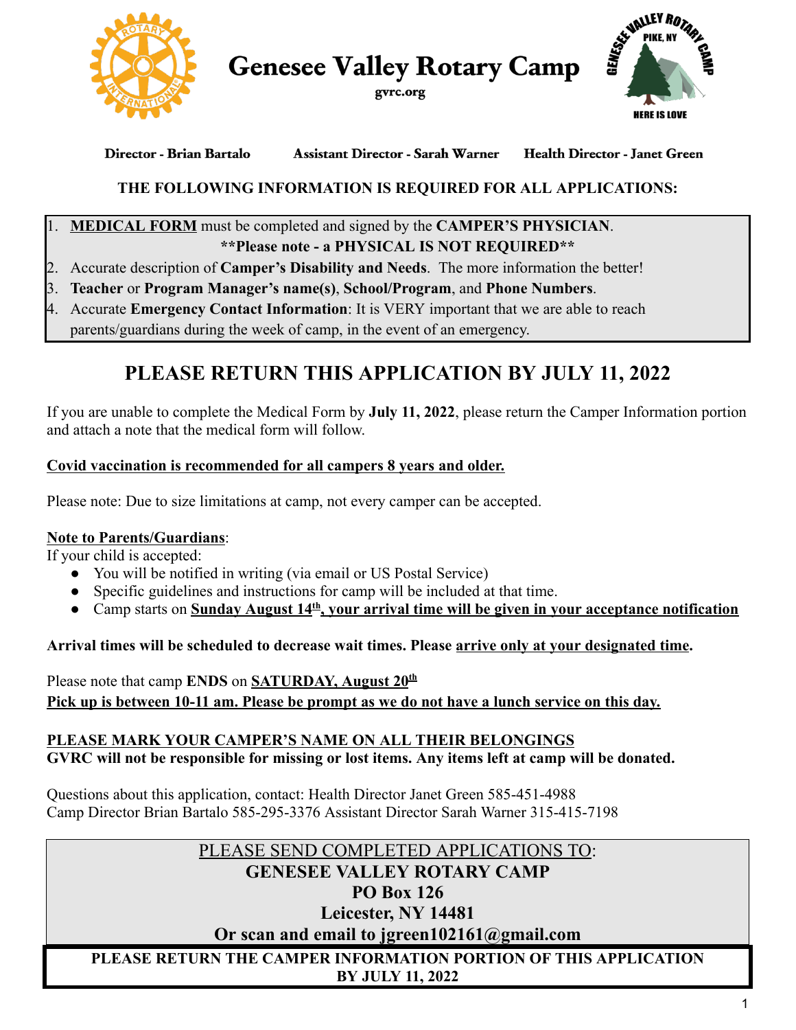# Genesee Valley Rotary Camp

gvrc.org

**Director - Brian Bartalo** **Assistant Director - Sarah Warner** **Health Director - Janet Green**

**THE FOLLOWING INFORMATION IS REQUIRED FOR ALL APPLICATIONS:**

1. **MEDICAL FORM** must be completed and signed by the **CAMPER'S PHYSICIAN**.
   **\*\*Please note - a PHYSICAL IS NOT REQUIRED\*\***
2. Accurate description of **Camper's Disability and Needs**. The more information the better!
3. **Teacher** or **Program Manager's name(s)**, **School/Program**, and **Phone Numbers**.
4. Accurate **Emergency Contact Information**: It is VERY important that we are able to reach parents/guardians during the week of camp, in the event of an emergency.

## PLEASE RETURN THIS APPLICATION BY JULY 11, 2022

If you are unable to complete the Medical Form by **July 11, 2022**, please return the Camper Information portion and attach a note that the medical form will follow.

**Covid vaccination is recommended for all campers 8 years and older.**

Please note: Due to size limitations at camp, not every camper can be accepted.

**Note to Parents/Guardians**:
If your child is accepted:

- You will be notified in writing (via email or US Postal Service)
- Specific guidelines and instructions for camp will be included at that time.
- Camp starts on **Sunday August 14th, your arrival time will be given in your acceptance notification**

**Arrival times will be scheduled to decrease wait times. Please arrive only at your designated time.**

Please note that camp **ENDS** on **SATURDAY, August 20th**
**Pick up is between 10-11 am. Please be prompt as we do not have a lunch service on this day.**

**PLEASE MARK YOUR CAMPER'S NAME ON ALL THEIR BELONGINGS**
**GVRC will not be responsible for missing or lost items. Any items left at camp will be donated.**

Questions about this application, contact: Health Director Janet Green 585-451-4988
Camp Director Brian Bartalo 585-295-3376 Assistant Director Sarah Warner 315-415-7198

PLEASE SEND COMPLETED APPLICATIONS TO:
**GENESEE VALLEY ROTARY CAMP**
**PO Box 126**
**Leicester, NY 14481**
**Or scan and email to jgreen102161@gmail.com**

**PLEASE RETURN THE CAMPER INFORMATION PORTION OF THIS APPLICATION BY JULY 11, 2022**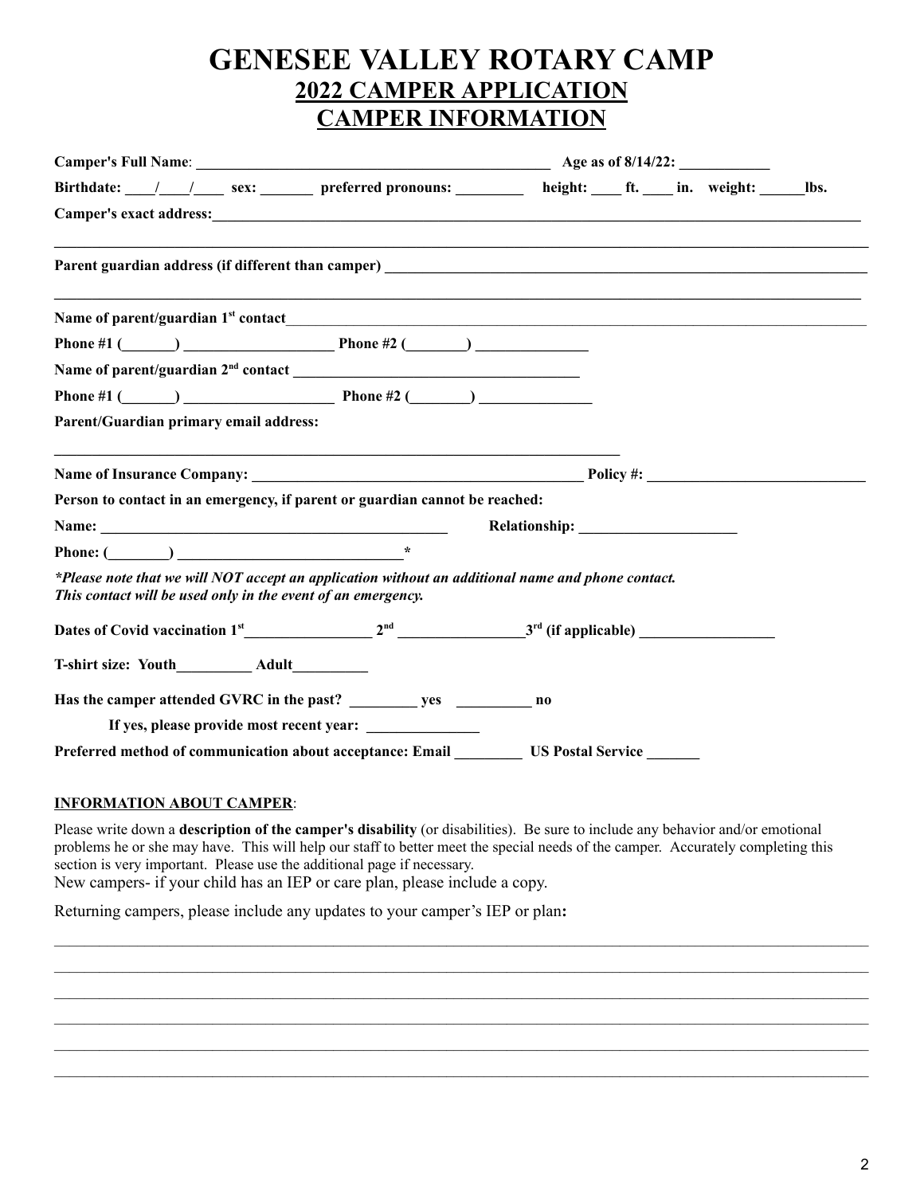# GENESEE VALLEY ROTARY CAMP

## 2022 CAMPER APPLICATION

## CAMPER INFORMATION

**Camper's Full Name**: _______________________________________________ **Age as of 8/14/22:** ____________

**Birthdate:** ____/____/____ **sex:** _______ **preferred pronouns:** _________ **height:** ____ **ft.** ____ **in. weight:** ______**lbs.**

**Camper's exact address:**_______________________________________________________________________________

_____________________________________________________________________________________________________

**Parent guardian address (if different than camper)** _________________________________________________________

_____________________________________________________________________________________________________

**Name of parent/guardian 1st contact**____________________________________________________________________

**Phone #1 (_______)** ____________________ **Phone #2 (________)** _______________

**Name of parent/guardian 2nd contact** ______________________________________

**Phone #1 (_______)** ____________________ **Phone #2 (________)** _______________

**Parent/Guardian primary email address:**

_____________________________________________________________________________

**Name of Insurance Company:** ____________________________________________ **Policy #:** ____________________________

**Person to contact in an emergency, if parent or guardian cannot be reached:**

**Name:** _______________________________________________ **Relationship:** _____________________

**Phone: (________)** ______________________________*

***Please note that we will NOT accept an application without an additional name and phone contact.***
***This contact will be used only in the event of an emergency.***

**Dates of Covid vaccination 1st**_________________ **2nd** _________________**3rd (if applicable)** __________________

**T-shirt size: Youth**__________ **Adult**__________

**Has the camper attended GVRC in the past?** _________ **yes** __________ **no**

**If yes, please provide most recent year:** _______________

**Preferred method of communication about acceptance: Email** _________ **US Postal Service** _______

**INFORMATION ABOUT CAMPER**:

Please write down a **description of the camper's disability** (or disabilities). Be sure to include any behavior and/or emotional problems he or she may have. This will help our staff to better meet the special needs of the camper. Accurately completing this section is very important. Please use the additional page if necessary.
New campers- if your child has an IEP or care plan, please include a copy.

Returning campers, please include any updates to your camper's IEP or plan**:**

_____________________________________________________________________________________________________

_____________________________________________________________________________________________________

_____________________________________________________________________________________________________

_____________________________________________________________________________________________________

_____________________________________________________________________________________________________

_____________________________________________________________________________________________________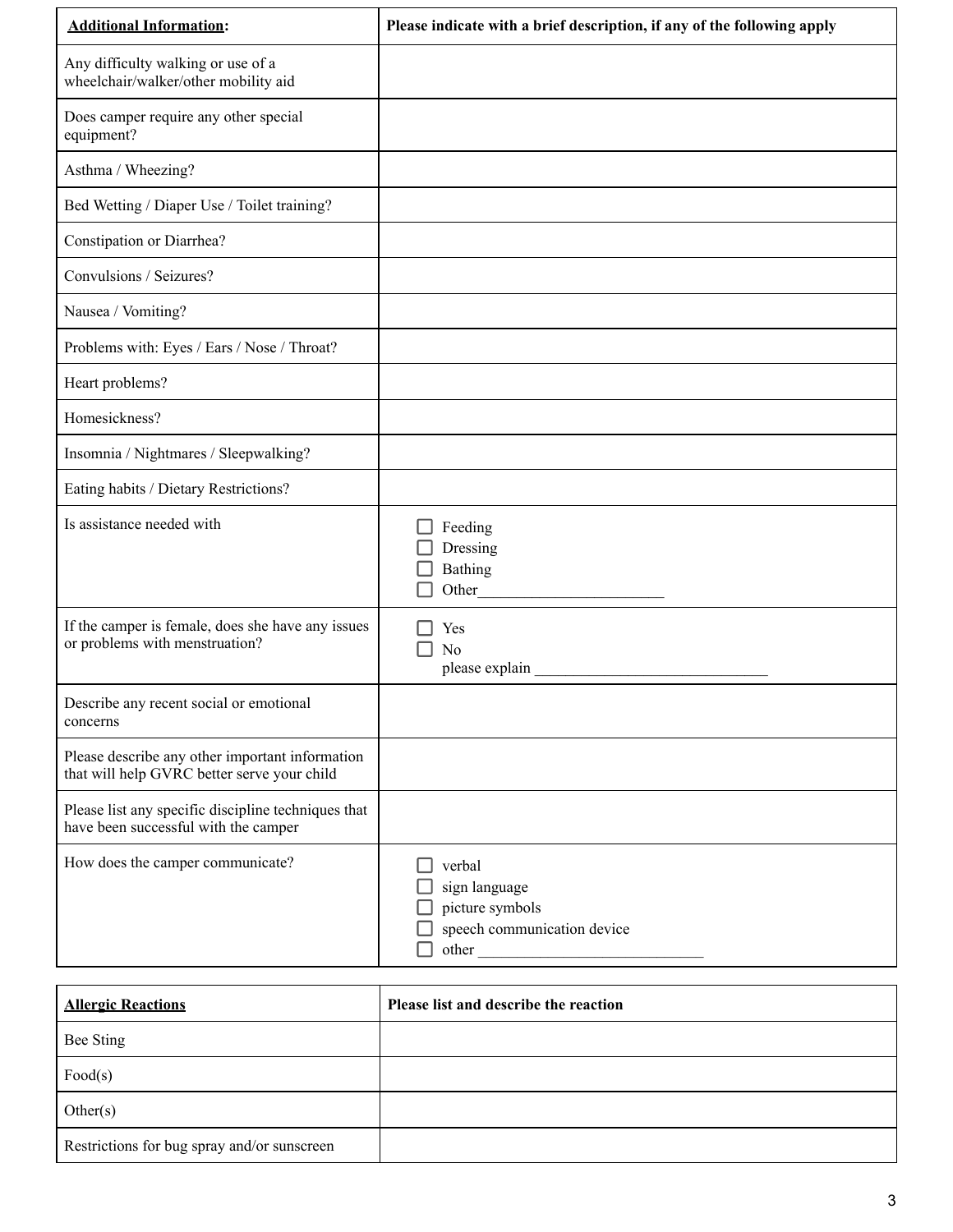| **Additional Information**: | **Please indicate with a brief description, if any of the following apply** |
|---|---|
| Any difficulty walking or use of a wheelchair/walker/other mobility aid | |
| Does camper require any other special equipment? | |
| Asthma / Wheezing? | |
| Bed Wetting / Diaper Use / Toilet training? | |
| Constipation or Diarrhea? | |
| Convulsions / Seizures? | |
| Nausea / Vomiting? | |
| Problems with: Eyes / Ears / Nose / Throat? | |
| Heart problems? | |
| Homesickness? | |
| Insomnia / Nightmares / Sleepwalking? | |
| Eating habits / Dietary Restrictions? | |
| Is assistance needed with | ☐ Feeding<br>☐ Dressing<br>☐ Bathing<br>☐ Other_______________________ |
| If the camper is female, does she have any issues or problems with menstruation? | ☐ Yes<br>☐ No<br>please explain _____________________________ |
| Describe any recent social or emotional concerns | |
| Please describe any other important information that will help GVRC better serve your child | |
| Please list any specific discipline techniques that have been successful with the camper | |
| How does the camper communicate? | ☐ verbal<br>☐ sign language<br>☐ picture symbols<br>☐ speech communication device<br>☐ other ____________________________ |

| **Allergic Reactions** | **Please list and describe the reaction** |
|---|---|
| Bee Sting | |
| Food(s) | |
| Other(s) | |
| Restrictions for bug spray and/or sunscreen | |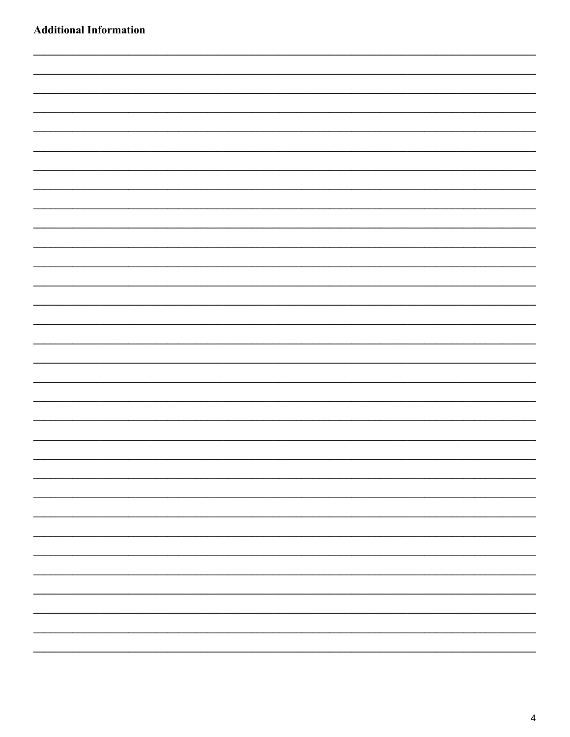**Additional Information**

________________________________________________________________________________

________________________________________________________________________________

________________________________________________________________________________

________________________________________________________________________________

________________________________________________________________________________

________________________________________________________________________________

________________________________________________________________________________

________________________________________________________________________________

________________________________________________________________________________

________________________________________________________________________________

________________________________________________________________________________

________________________________________________________________________________

________________________________________________________________________________

________________________________________________________________________________

________________________________________________________________________________

________________________________________________________________________________

________________________________________________________________________________

________________________________________________________________________________

________________________________________________________________________________

________________________________________________________________________________

________________________________________________________________________________

________________________________________________________________________________

________________________________________________________________________________

________________________________________________________________________________

________________________________________________________________________________

________________________________________________________________________________

________________________________________________________________________________

________________________________________________________________________________

________________________________________________________________________________

________________________________________________________________________________

________________________________________________________________________________

________________________________________________________________________________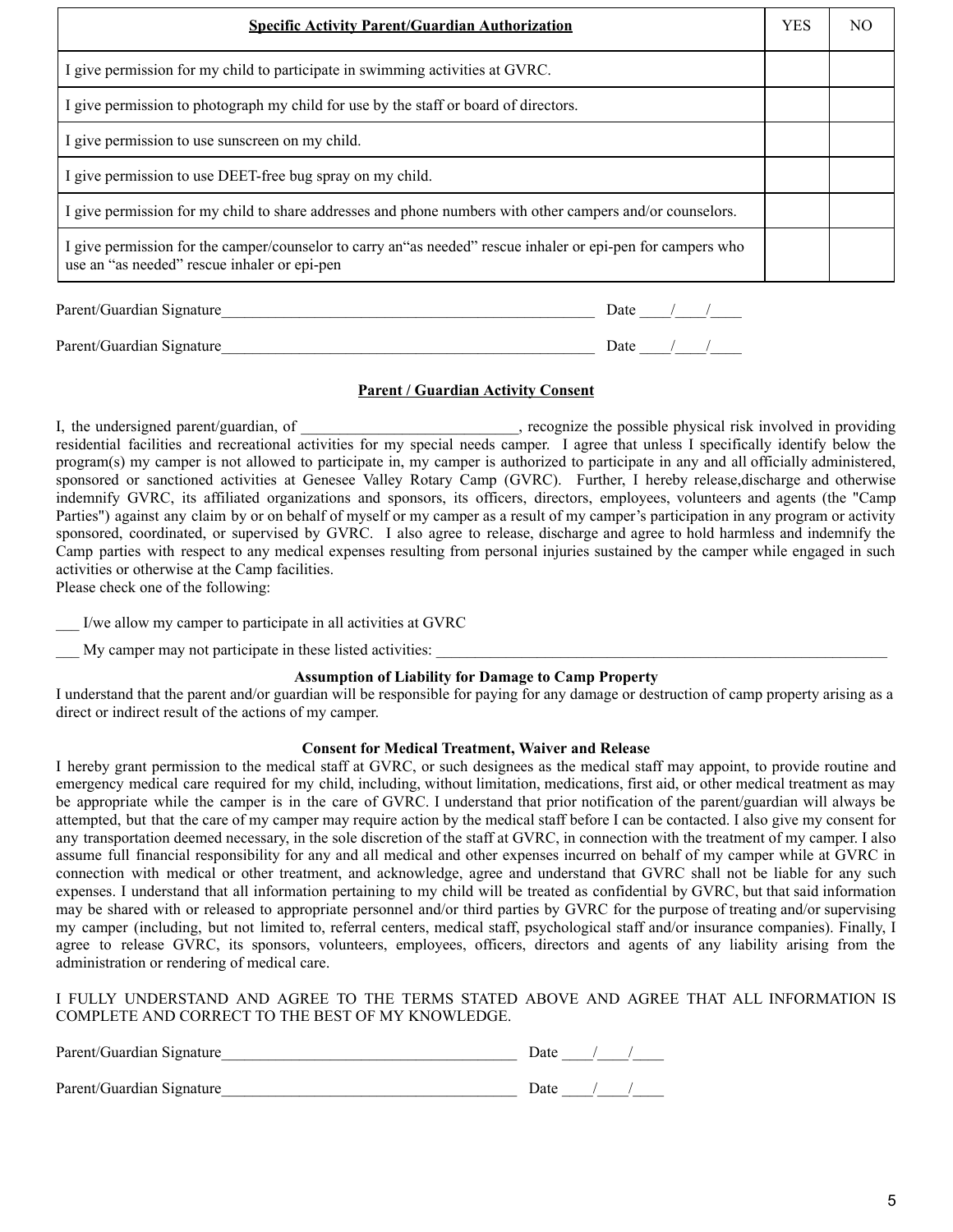| **Specific Activity Parent/Guardian Authorization** | YES | NO |
|---|---|---|
| I give permission for my child to participate in swimming activities at GVRC. | | |
| I give permission to photograph my child for use by the staff or board of directors. | | |
| I give permission to use sunscreen on my child. | | |
| I give permission to use DEET-free bug spray on my child. | | |
| I give permission for my child to share addresses and phone numbers with other campers and/or counselors. | | |
| I give permission for the camper/counselor to carry an"as needed" rescue inhaler or epi-pen for campers who use an "as needed" rescue inhaler or epi-pen | | |

Parent/Guardian Signature_________________________________________________ Date ____/____/____

Parent/Guardian Signature_________________________________________________ Date ____/____/____

**Parent / Guardian Activity Consent**

I, the undersigned parent/guardian, of ____________________________, recognize the possible physical risk involved in providing residential facilities and recreational activities for my special needs camper. I agree that unless I specifically identify below the program(s) my camper is not allowed to participate in, my camper is authorized to participate in any and all officially administered, sponsored or sanctioned activities at Genesee Valley Rotary Camp (GVRC). Further, I hereby release,discharge and otherwise indemnify GVRC, its affiliated organizations and sponsors, its officers, directors, employees, volunteers and agents (the "Camp Parties") against any claim by or on behalf of myself or my camper as a result of my camper's participation in any program or activity sponsored, coordinated, or supervised by GVRC. I also agree to release, discharge and agree to hold harmless and indemnify the Camp parties with respect to any medical expenses resulting from personal injuries sustained by the camper while engaged in such activities or otherwise at the Camp facilities.
Please check one of the following:

___ I/we allow my camper to participate in all activities at GVRC

___ My camper may not participate in these listed activities: ____________________________________________________________

**Assumption of Liability for Damage to Camp Property**

I understand that the parent and/or guardian will be responsible for paying for any damage or destruction of camp property arising as a direct or indirect result of the actions of my camper.

**Consent for Medical Treatment, Waiver and Release**

I hereby grant permission to the medical staff at GVRC, or such designees as the medical staff may appoint, to provide routine and emergency medical care required for my child, including, without limitation, medications, first aid, or other medical treatment as may be appropriate while the camper is in the care of GVRC. I understand that prior notification of the parent/guardian will always be attempted, but that the care of my camper may require action by the medical staff before I can be contacted. I also give my consent for any transportation deemed necessary, in the sole discretion of the staff at GVRC, in connection with the treatment of my camper. I also assume full financial responsibility for any and all medical and other expenses incurred on behalf of my camper while at GVRC in connection with medical or other treatment, and acknowledge, agree and understand that GVRC shall not be liable for any such expenses. I understand that all information pertaining to my child will be treated as confidential by GVRC, but that said information may be shared with or released to appropriate personnel and/or third parties by GVRC for the purpose of treating and/or supervising my camper (including, but not limited to, referral centers, medical staff, psychological staff and/or insurance companies). Finally, I agree to release GVRC, its sponsors, volunteers, employees, officers, directors and agents of any liability arising from the administration or rendering of medical care.

I FULLY UNDERSTAND AND AGREE TO THE TERMS STATED ABOVE AND AGREE THAT ALL INFORMATION IS COMPLETE AND CORRECT TO THE BEST OF MY KNOWLEDGE.

Parent/Guardian Signature_______________________________________ Date ____/____/____

Parent/Guardian Signature_______________________________________ Date ____/____/____